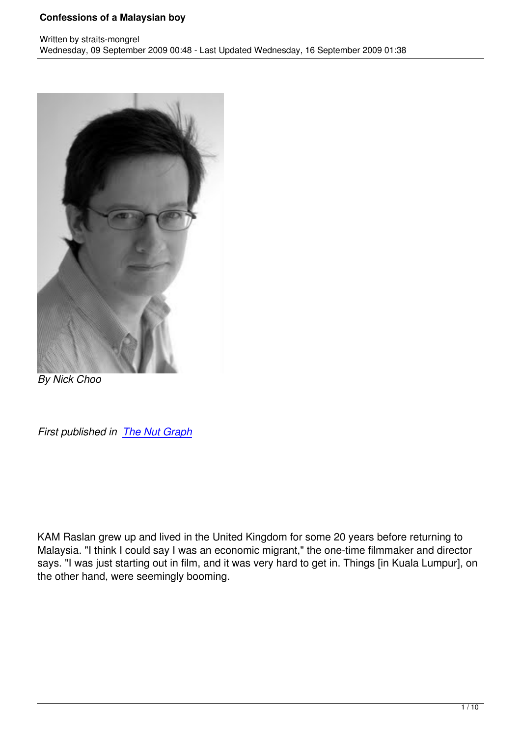*By Nick Choo*

*First published in [The Nut Graph](The Nut Graph)*

KAM Raslan grew up and lived in the United Kingdom for some 20 years before returning to Malaysia. "I think I could say I was an economic migrant," the one-time filmmaker and director says. "I was just starting out in film, and it was very hard to get in. Things [in Kuala Lumpur], on the other hand, were seemingly booming.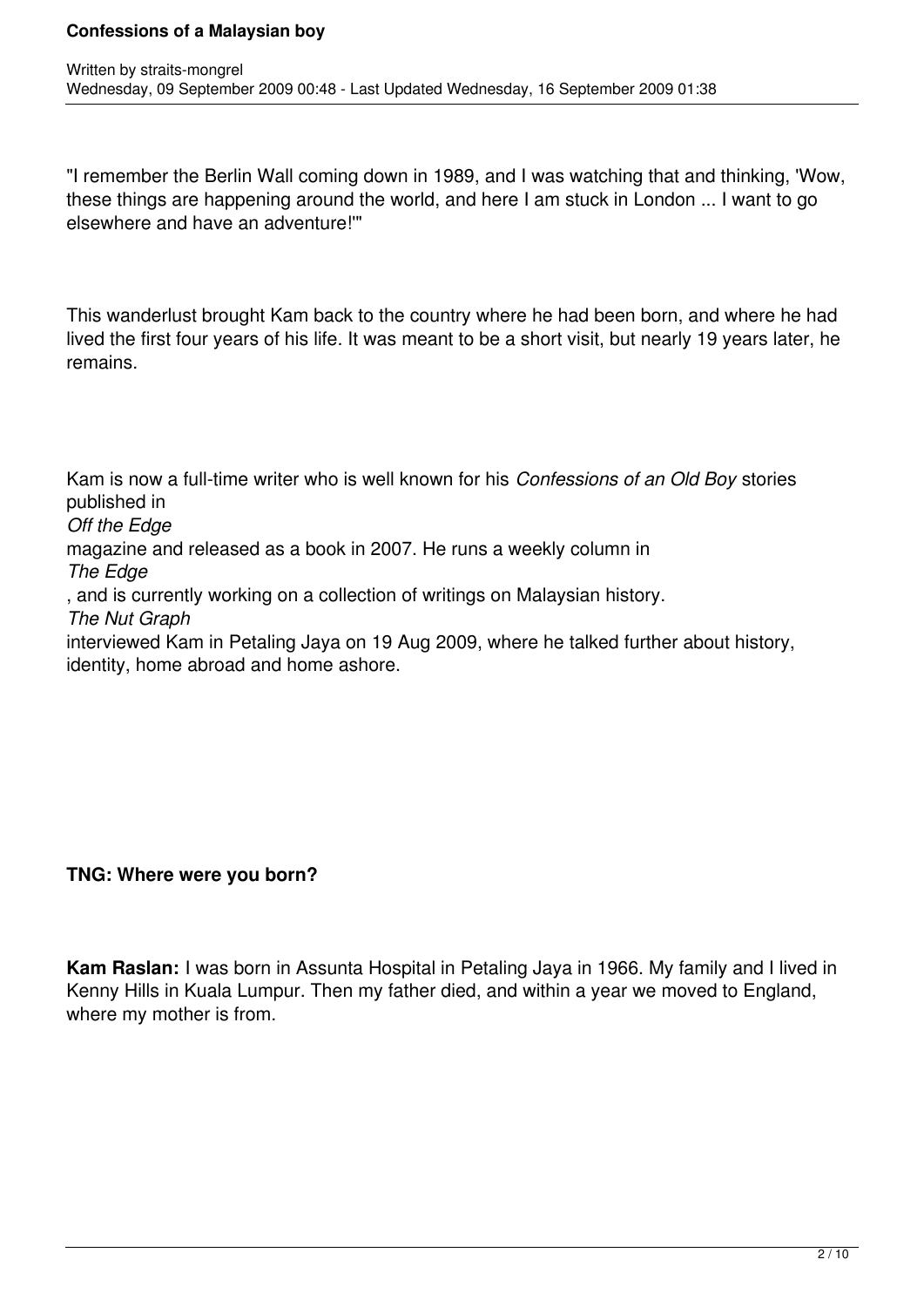"I remember the Berlin Wall coming down in 1989, and I was watching that and thinking, 'Wow, these things are happening around the world, and here I am stuck in London ... I want to go elsewhere and have an adventure!'"

This wanderlust brought Kam back to the country where he had been born, and where he had lived the first four years of his life. It was meant to be a short visit, but nearly 19 years later, he remains.

Kam is now a full-time writer who is well known for his *Confessions of an Old Boy* stories published in *Off the Edge* magazine and released as a book in 2007. He runs a weekly column in *The Edge*, and is currently working on a collection of writings on Malaysian history. *The Nut Graph* interviewed Kam in Petaling Jaya on 19 Aug 2009, where he talked further about history, identity, home abroad and home ashore.

**TNG: Where were you born?**

**Kam Raslan:** I was born in Assunta Hospital in Petaling Jaya in 1966. My family and I lived in Kenny Hills in Kuala Lumpur. Then my father died, and within a year we moved to England, where my mother is from.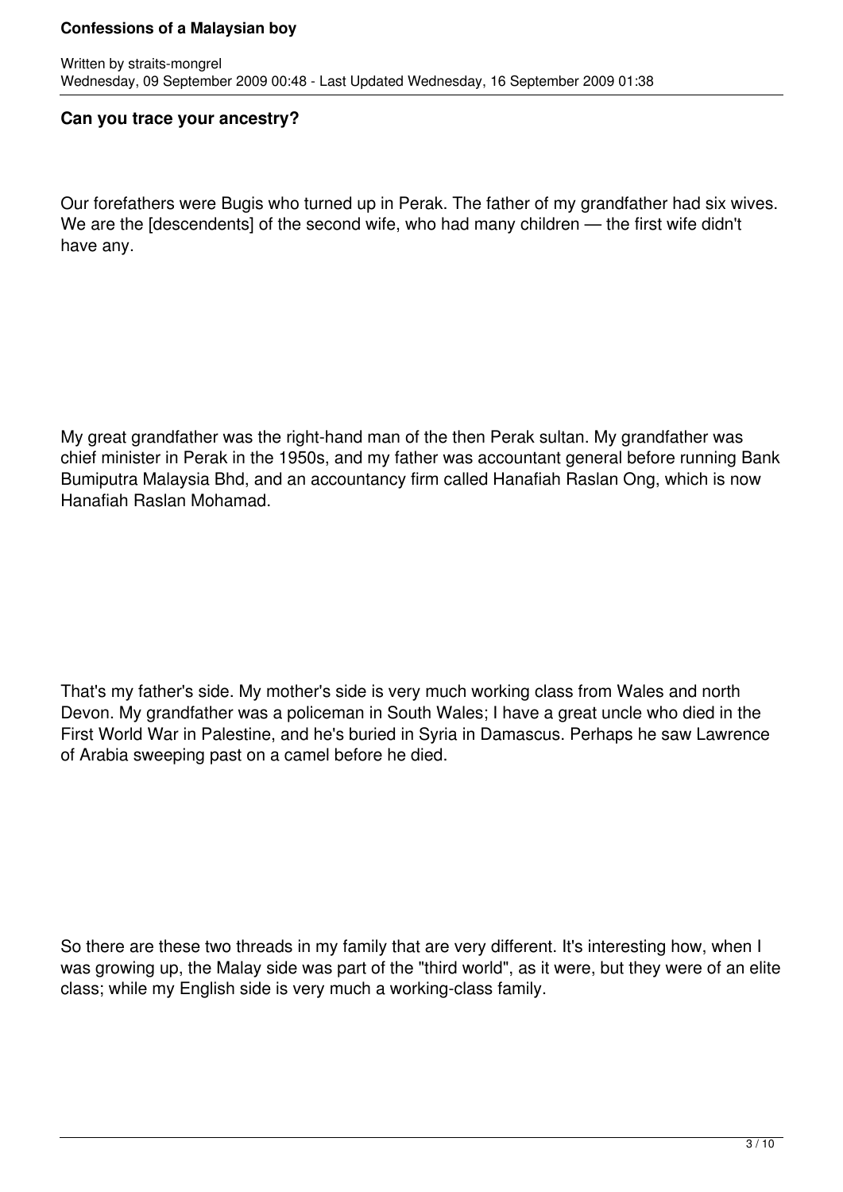### Can you trace your ancestry?

Our forefathers were Bugis who turned up in Perak. The father of my grandfather had six wives. We are the [descendents] of the second wife, who had many children — the first wife didn't have any.

My great grandfather was the right-hand man of the then Perak sultan. My grandfather was chief minister in Perak in the 1950s, and my father was accountant general before running Bank Bumiputra Malaysia Bhd, and an accountancy firm called Hanafiah Raslan Ong, which is now Hanafiah Raslan Mohamad.

That's my father's side. My mother's side is very much working class from Wales and north Devon. My grandfather was a policeman in South Wales; I have a great uncle who died in the First World War in Palestine, and he's buried in Syria in Damascus. Perhaps he saw Lawrence of Arabia sweeping past on a camel before he died.

So there are these two threads in my family that are very different. It's interesting how, when I was growing up, the Malay side was part of the "third world", as it were, but they were of an elite class; while my English side is very much a working-class family.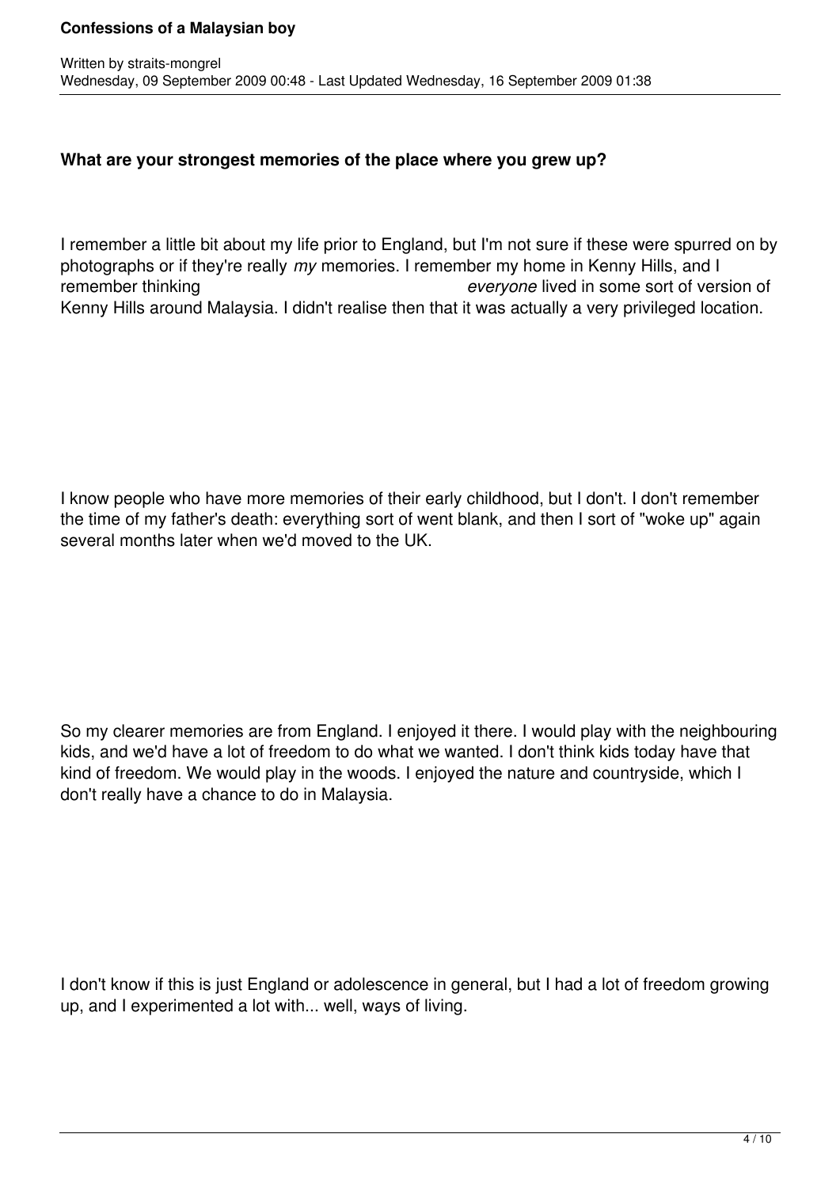**What are your strongest memories of the place where you grew up?**

I remember a little bit about my life prior to England, but I'm not sure if these were spurred on by photographs or if they're really *my* memories. I remember my home in Kenny Hills, and I remember thinking *everyone* lived in some sort of version of Kenny Hills around Malaysia. I didn't realise then that it was actually a very privileged location.

I know people who have more memories of their early childhood, but I don't. I don't remember the time of my father's death: everything sort of went blank, and then I sort of "woke up" again several months later when we'd moved to the UK.

So my clearer memories are from England. I enjoyed it there. I would play with the neighbouring kids, and we'd have a lot of freedom to do what we wanted. I don't think kids today have that kind of freedom. We would play in the woods. I enjoyed the nature and countryside, which I don't really have a chance to do in Malaysia.

I don't know if this is just England or adolescence in general, but I had a lot of freedom growing up, and I experimented a lot with... well, ways of living.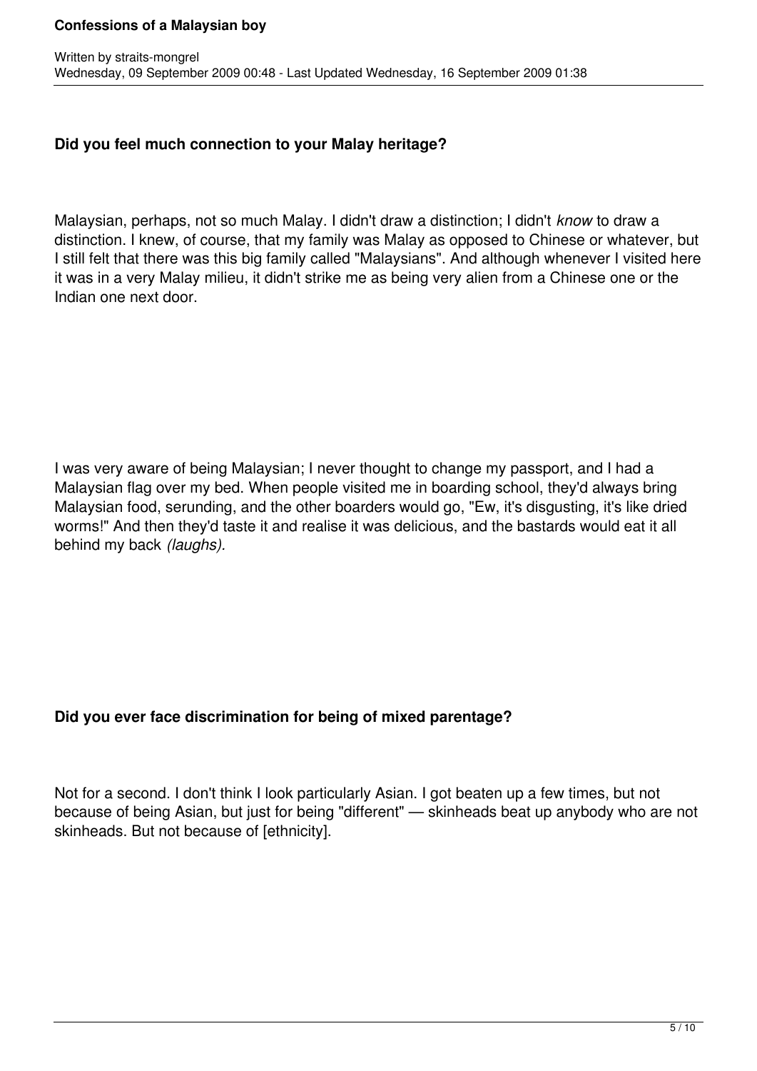**Did you feel much connection to your Malay heritage?**

Malaysian, perhaps, not so much Malay. I didn't draw a distinction; I didn't *know* to draw a distinction. I knew, of course, that my family was Malay as opposed to Chinese or whatever, but I still felt that there was this big family called "Malaysians". And although whenever I visited here it was in a very Malay milieu, it didn't strike me as being very alien from a Chinese one or the Indian one next door.

I was very aware of being Malaysian; I never thought to change my passport, and I had a Malaysian flag over my bed. When people visited me in boarding school, they'd always bring Malaysian food, serunding, and the other boarders would go, "Ew, it's disgusting, it's like dried worms!" And then they'd taste it and realise it was delicious, and the bastards would eat it all behind my back *(laughs).*

**Did you ever face discrimination for being of mixed parentage?**

Not for a second. I don't think I look particularly Asian. I got beaten up a few times, but not because of being Asian, but just for being "different" — skinheads beat up anybody who are not skinheads. But not because of [ethnicity].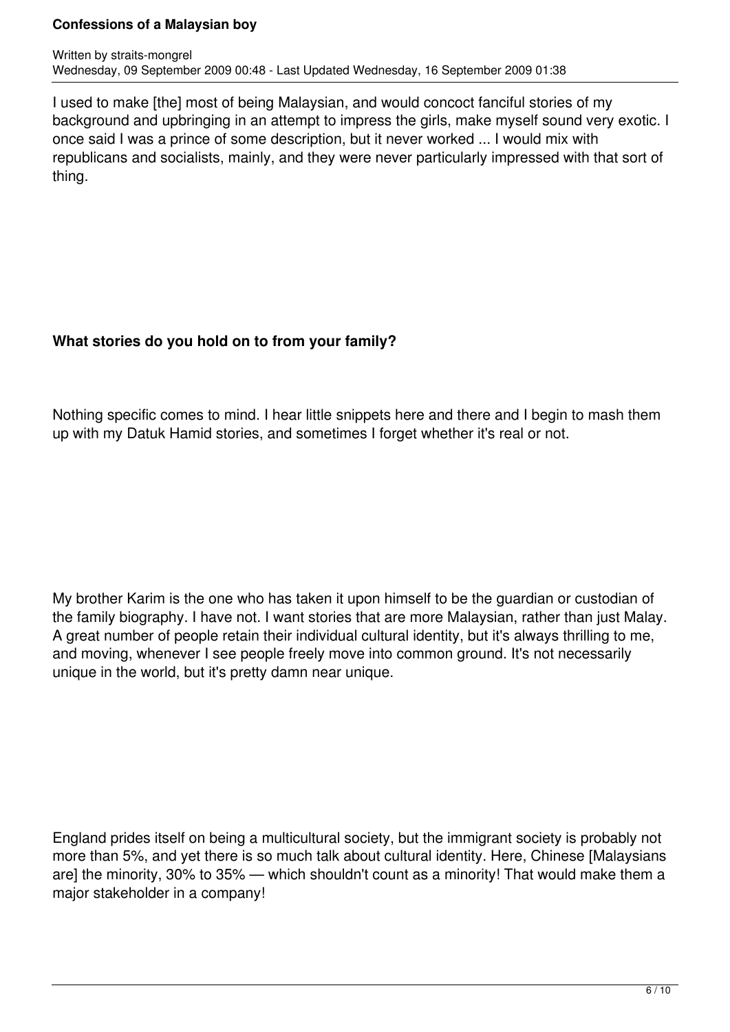I used to make [the] most of being Malaysian, and would concoct fanciful stories of my background and upbringing in an attempt to impress the girls, make myself sound very exotic. I once said I was a prince of some description, but it never worked ... I would mix with republicans and socialists, mainly, and they were never particularly impressed with that sort of thing.

**What stories do you hold on to from your family?**

Nothing specific comes to mind. I hear little snippets here and there and I begin to mash them up with my Datuk Hamid stories, and sometimes I forget whether it's real or not.

My brother Karim is the one who has taken it upon himself to be the guardian or custodian of the family biography. I have not. I want stories that are more Malaysian, rather than just Malay. A great number of people retain their individual cultural identity, but it's always thrilling to me, and moving, whenever I see people freely move into common ground. It's not necessarily unique in the world, but it's pretty damn near unique.

England prides itself on being a multicultural society, but the immigrant society is probably not more than 5%, and yet there is so much talk about cultural identity. Here, Chinese [Malaysians are] the minority, 30% to 35% — which shouldn't count as a minority! That would make them a major stakeholder in a company!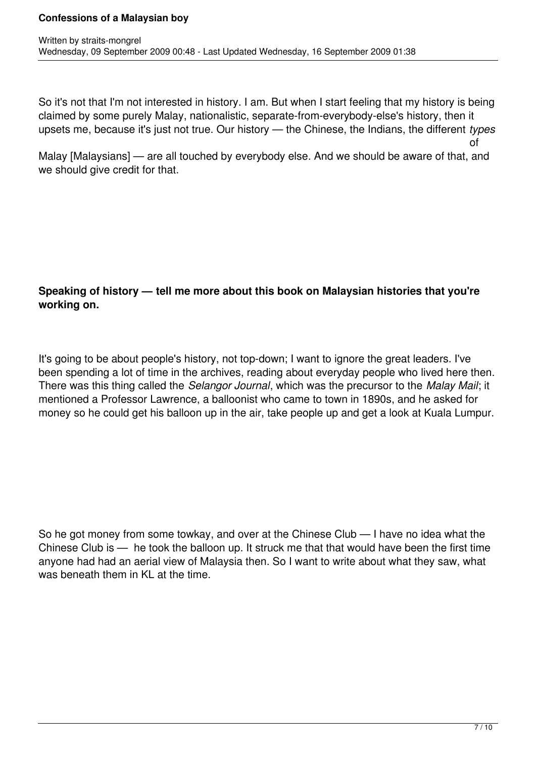So it's not that I'm not interested in history. I am. But when I start feeling that my history is being claimed by some purely Malay, nationalistic, separate-from-everybody-else's history, then it upsets me, because it's just not true. Our history — the Chinese, the Indians, the different *types* of Malay [Malaysians] — are all touched by everybody else. And we should be aware of that, and we should give credit for that.

**Speaking of history — tell me more about this book on Malaysian histories that you're working on.**

It's going to be about people's history, not top-down; I want to ignore the great leaders. I've been spending a lot of time in the archives, reading about everyday people who lived here then. There was this thing called the *Selangor Journal*, which was the precursor to the *Malay Mail*; it mentioned a Professor Lawrence, a balloonist who came to town in 1890s, and he asked for money so he could get his balloon up in the air, take people up and get a look at Kuala Lumpur.

So he got money from some towkay, and over at the Chinese Club — I have no idea what the Chinese Club is — he took the balloon up. It struck me that that would have been the first time anyone had had an aerial view of Malaysia then. So I want to write about what they saw, what was beneath them in KL at the time.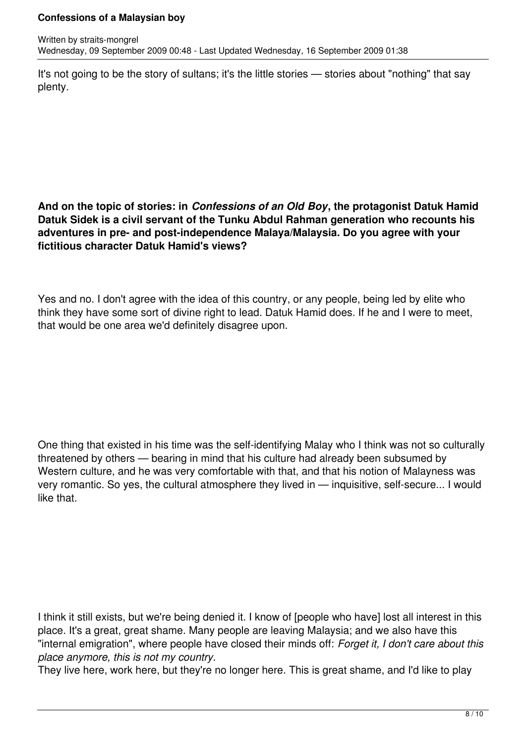It's not going to be the story of sultans; it's the little stories — stories about "nothing" that say plenty.

**And on the topic of stories: in *Confessions of an Old Boy*, the protagonist Datuk Hamid Datuk Sidek is a civil servant of the Tunku Abdul Rahman generation who recounts his adventures in pre- and post-independence Malaya/Malaysia. Do you agree with your fictitious character Datuk Hamid's views?**

Yes and no. I don't agree with the idea of this country, or any people, being led by elite who think they have some sort of divine right to lead. Datuk Hamid does. If he and I were to meet, that would be one area we'd definitely disagree upon.

One thing that existed in his time was the self-identifying Malay who I think was not so culturally threatened by others — bearing in mind that his culture had already been subsumed by Western culture, and he was very comfortable with that, and that his notion of Malayness was very romantic. So yes, the cultural atmosphere they lived in — inquisitive, self-secure... I would like that.

I think it still exists, but we're being denied it. I know of [people who have] lost all interest in this place. It's a great, great shame. Many people are leaving Malaysia; and we also have this "internal emigration", where people have closed their minds off: *Forget it, I don't care about this place anymore, this is not my country.*

They live here, work here, but they're no longer here. This is great shame, and I'd like to play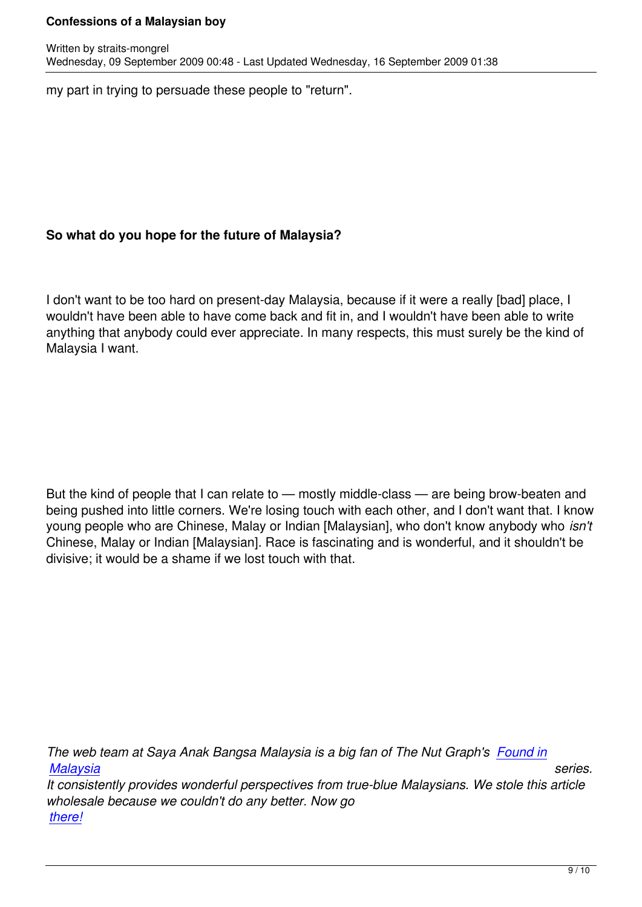my part in trying to persuade these people to "return".

**So what do you hope for the future of Malaysia?**

I don't want to be too hard on present-day Malaysia, because if it were a really [bad] place, I wouldn't have been able to have come back and fit in, and I wouldn't have been able to write anything that anybody could ever appreciate. In many respects, this must surely be the kind of Malaysia I want.

But the kind of people that I can relate to — mostly middle-class — are being brow-beaten and being pushed into little corners. We're losing touch with each other, and I don't want that. I know young people who are Chinese, Malay or Indian [Malaysian], who don't know anybody who *isn't* Chinese, Malay or Indian [Malaysian]. Race is fascinating and is wonderful, and it shouldn't be divisive; it would be a shame if we lost touch with that.

*The web team at Saya Anak Bangsa Malaysia is a big fan of The Nut Graph's Found in Malaysia series. It consistently provides wonderful perspectives from true-blue Malaysians. We stole this article wholesale because we couldn't do any better. Now go there!*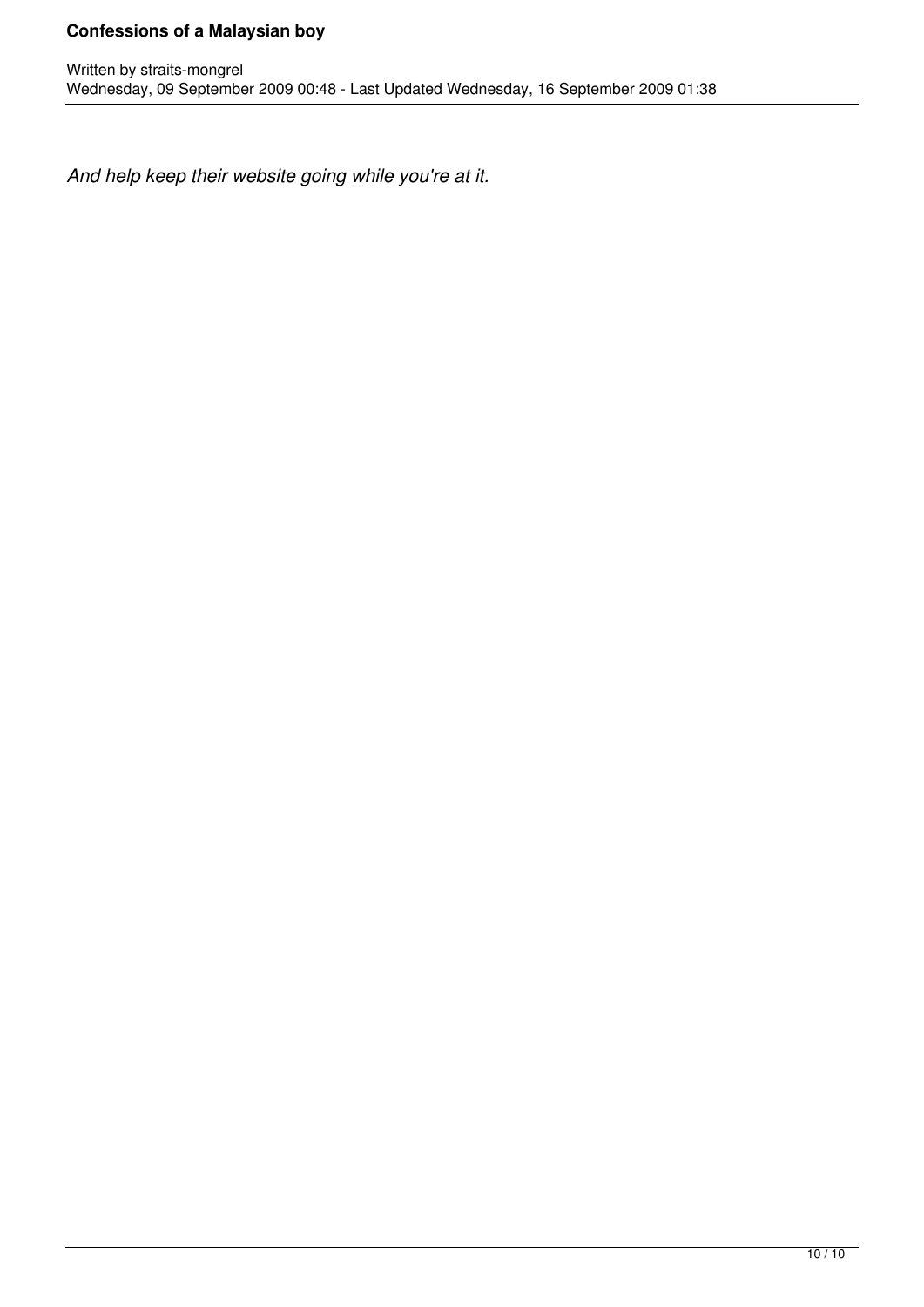*And help keep their website going while you're at it.*